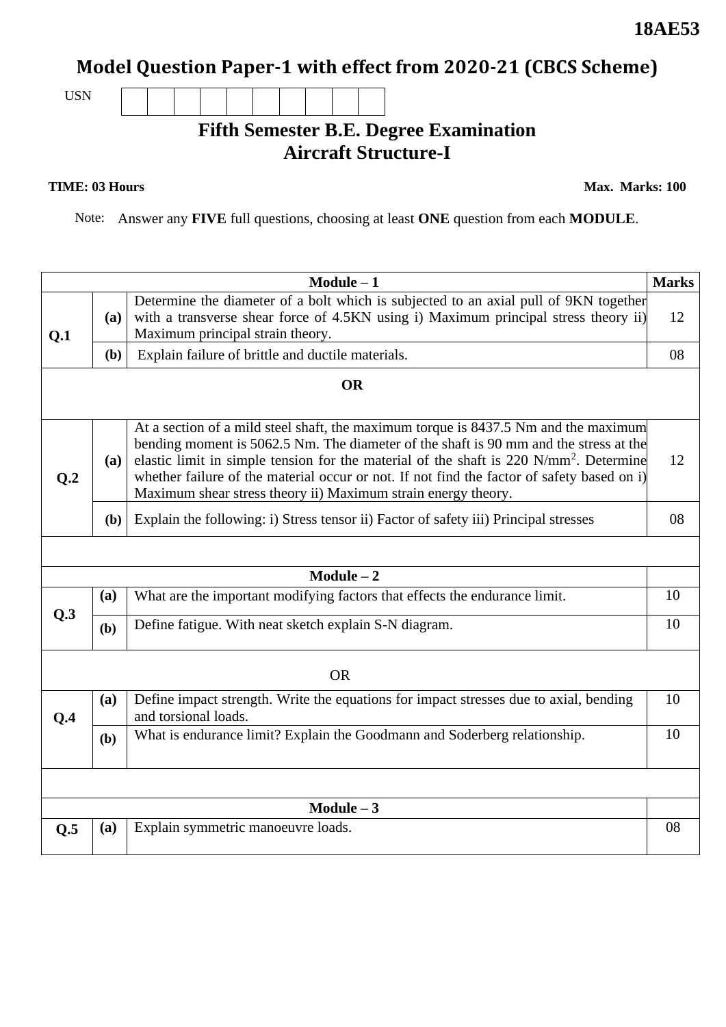**18AE53**

# Model Question Paper-1 with effect from 2020-21 (CBCS Scheme)

USN | | | | | | | | | | |

## Fifth Semester B.E. Degree Examination
## Aircraft Structure-I

**TIME: 03 Hours** **Max. Marks: 100**

Note: Answer any **FIVE** full questions, choosing at least **ONE** question from each **MODULE**.

| | | **Module – 1** | **Marks** |
|---|---|---|---|
| **Q.1** | **(a)** | Determine the diameter of a bolt which is subjected to an axial pull of 9KN together with a transverse shear force of 4.5KN using i) Maximum principal stress theory ii) Maximum principal strain theory. | 12 |
| | **(b)** | Explain failure of brittle and ductile materials. | 08 |
| | | **OR** | |
| **Q.2** | **(a)** | At a section of a mild steel shaft, the maximum torque is 8437.5 Nm and the maximum bending moment is 5062.5 Nm. The diameter of the shaft is 90 mm and the stress at the elastic limit in simple tension for the material of the shaft is 220 $N/mm^2$. Determine whether failure of the material occur or not. If not find the factor of safety based on i) Maximum shear stress theory ii) Maximum strain energy theory. | 12 |
| | **(b)** | Explain the following: i) Stress tensor ii) Factor of safety iii) Principal stresses | 08 |
| | | **Module – 2** | |
| **Q.3** | **(a)** | What are the important modifying factors that effects the endurance limit. | 10 |
| | **(b)** | Define fatigue. With neat sketch explain S-N diagram. | 10 |
| | | OR | |
| **Q.4** | **(a)** | Define impact strength. Write the equations for impact stresses due to axial, bending and torsional loads. | 10 |
| | **(b)** | What is endurance limit? Explain the Goodmann and Soderberg relationship. | 10 |
| | | **Module – 3** | |
| **Q.5** | **(a)** | Explain symmetric manoeuvre loads. | 08 |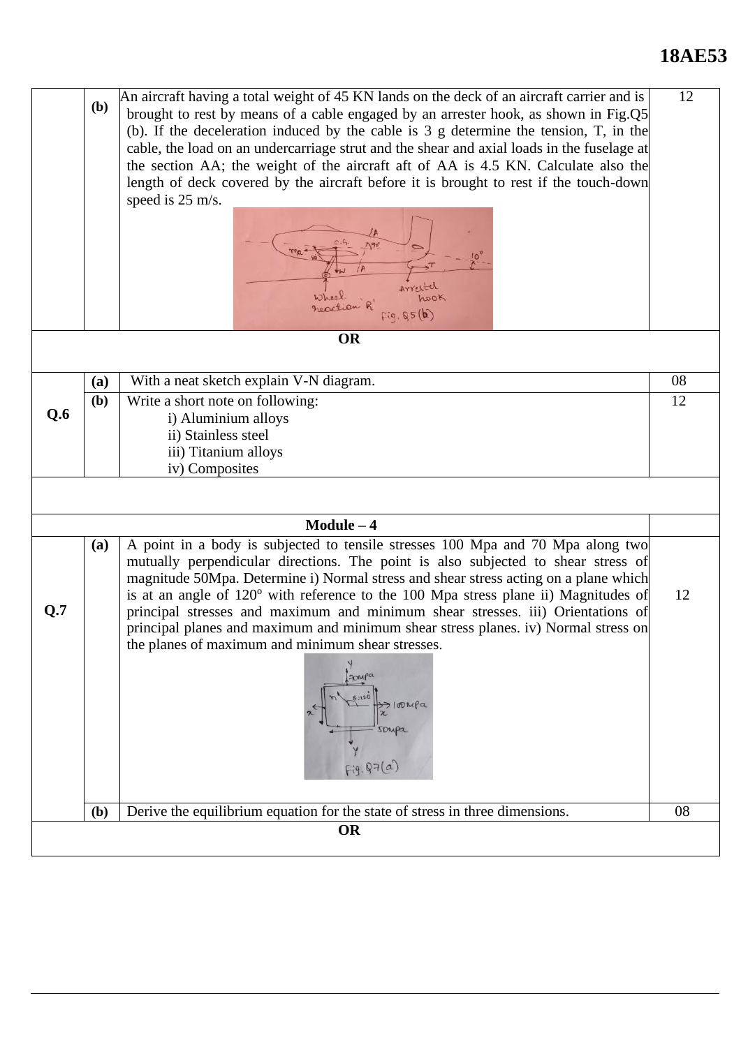| | | | |
|---|---|---|---|
| | **(b)** | An aircraft having a total weight of 45 KN lands on the deck of an aircraft carrier and is brought to rest by means of a cable engaged by an arrester hook, as shown in Fig.Q5 (b). If the deceleration induced by the cable is 3 g determine the tension, T, in the cable, the load on an undercarriage strut and the shear and axial loads in the fuselage at the section AA; the weight of the aircraft aft of AA is 4.5 KN. Calculate also the length of deck covered by the aircraft before it is brought to rest if the touch-down speed is 25 m/s. Fig. Q5 (b) | 12 |

**OR**

| | | | |
|---|---|---|---|
| **Q.6** | **(a)** | With a neat sketch explain V-N diagram. | 08 |
| | **(b)** | Write a short note on following: i) Aluminium alloys ii) Stainless steel iii) Titanium alloys iv) Composites | 12 |

**Module – 4**

| | | | |
|---|---|---|---|
| **Q.7** | **(a)** | A point in a body is subjected to tensile stresses 100 Mpa and 70 Mpa along two mutually perpendicular directions. The point is also subjected to shear stress of magnitude 50Mpa. Determine i) Normal stress and shear stress acting on a plane which is at an angle of $120^{o}$ with reference to the 100 Mpa stress plane ii) Magnitudes of principal stresses and maximum and minimum shear stresses. iii) Orientations of principal planes and maximum and minimum shear stress planes. iv) Normal stress on the planes of maximum and minimum shear stresses. Fig. Q7(a) | 12 |
| | **(b)** | Derive the equilibrium equation for the state of stress in three dimensions. | 08 |

**OR**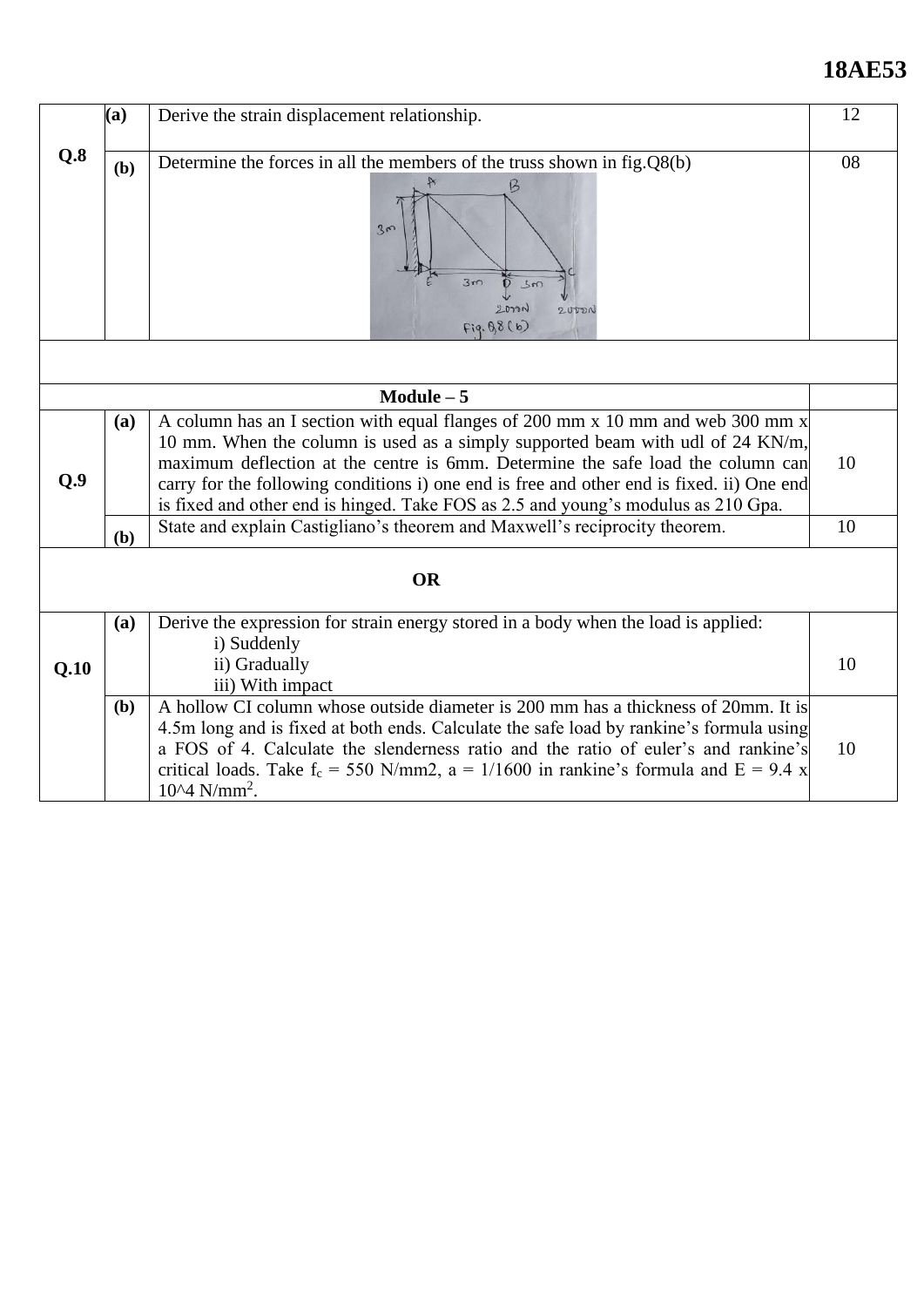| | | | |
|---|---|---|---|
| **Q.8** | **(a)** | Derive the strain displacement relationship. | 12 |
| | **(b)** | Determine the forces in all the members of the truss shown in fig.Q8(b) | 08 |
| | | | |
| **Module – 5** | | | |
| **Q.9** | **(a)** | A column has an I section with equal flanges of 200 mm x 10 mm and web 300 mm x 10 mm. When the column is used as a simply supported beam with udl of 24 KN/m, maximum deflection at the centre is 6mm. Determine the safe load the column can carry for the following conditions i) one end is free and other end is fixed. ii) One end is fixed and other end is hinged. Take FOS as 2.5 and young's modulus as 210 Gpa. | 10 |
| | **(b)** | State and explain Castigliano's theorem and Maxwell's reciprocity theorem. | 10 |
| **OR** | | | |
| **Q.10** | **(a)** | Derive the expression for strain energy stored in a body when the load is applied: i) Suddenly ii) Gradually iii) With impact | 10 |
| | **(b)** | A hollow CI column whose outside diameter is 200 mm has a thickness of 20mm. It is 4.5m long and is fixed at both ends. Calculate the safe load by rankine's formula using a FOS of 4. Calculate the slenderness ratio and the ratio of euler's and rankine's critical loads. Take $f_c$ = 550 N/mm2, a = 1/1600 in rankine's formula and E = 9.4 x 10^4 N/mm$^2$. | 10 |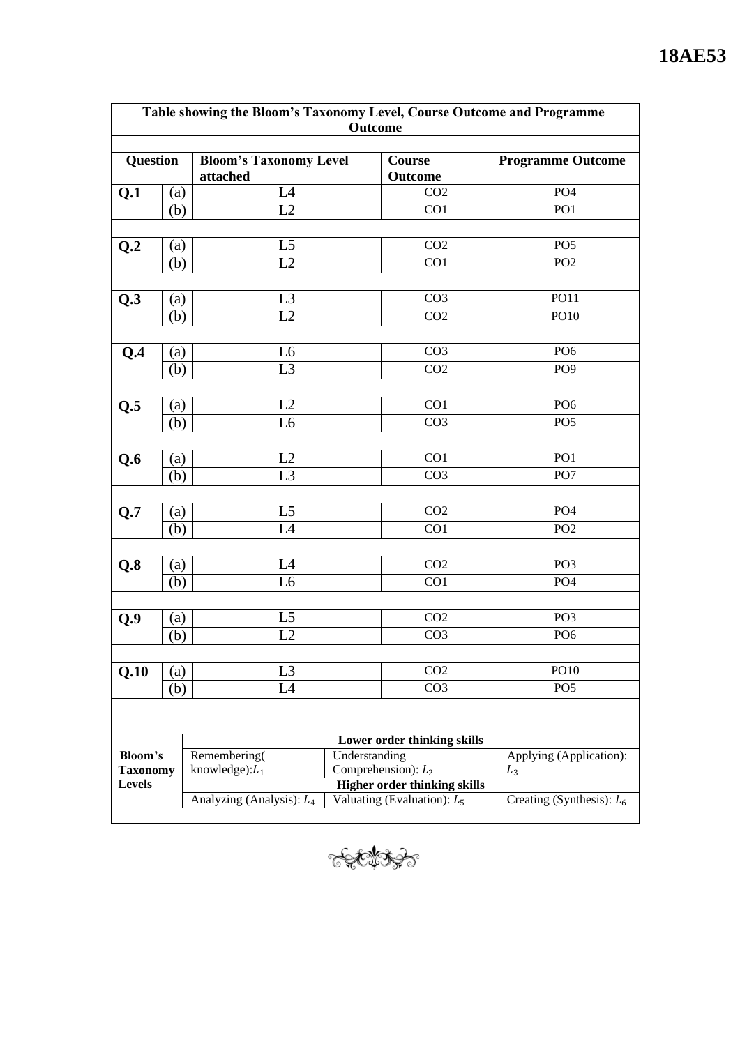**Table showing the Bloom's Taxonomy Level, Course Outcome and Programme Outcome**

| Question | | Bloom's Taxonomy Level attached | Course Outcome | Programme Outcome |
|---|---|---|---|---|
| Q.1 | (a) | L4 | CO2 | PO4 |
| | (b) | L2 | CO1 | PO1 |
| Q.2 | (a) | L5 | CO2 | PO5 |
| | (b) | L2 | CO1 | PO2 |
| Q.3 | (a) | L3 | CO3 | PO11 |
| | (b) | L2 | CO2 | PO10 |
| Q.4 | (a) | L6 | CO3 | PO6 |
| | (b) | L3 | CO2 | PO9 |
| Q.5 | (a) | L2 | CO1 | PO6 |
| | (b) | L6 | CO3 | PO5 |
| Q.6 | (a) | L2 | CO1 | PO1 |
| | (b) | L3 | CO3 | PO7 |
| Q.7 | (a) | L5 | CO2 | PO4 |
| | (b) | L4 | CO1 | PO2 |
| Q.8 | (a) | L4 | CO2 | PO3 |
| | (b) | L6 | CO1 | PO4 |
| Q.9 | (a) | L5 | CO2 | PO3 |
| | (b) | L2 | CO3 | PO6 |
| Q.10 | (a) | L3 | CO2 | PO10 |
| | (b) | L4 | CO3 | PO5 |

| Bloom's Taxonomy Levels | Lower order thinking skills | | |
|---|---|---|---|
| | Remembering( knowledge): $L_1$ | Understanding Comprehension): $L_2$ | Applying (Application): $L_3$ |
| | **Higher order thinking skills** | | |
| | Analyzing (Analysis): $L_4$ | Valuating (Evaluation): $L_5$ | Creating (Synthesis): $L_6$ |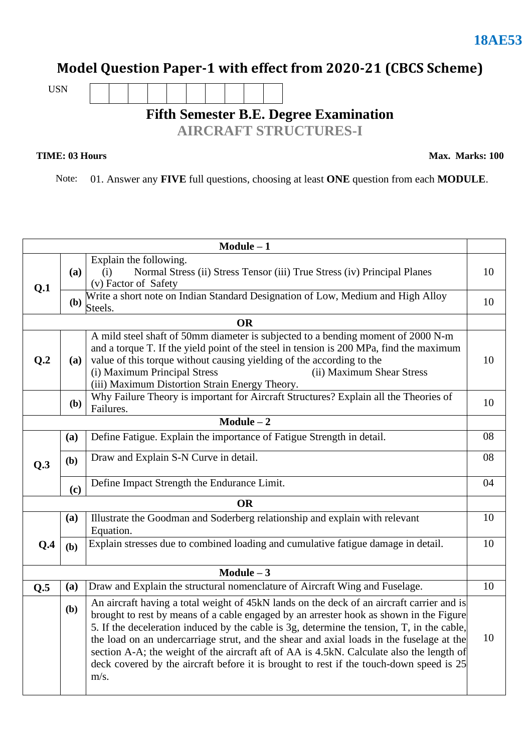**18AE53**

# Model Question Paper-1 with effect from 2020-21 (CBCS Scheme)

USN | | | | | | | | | |

## Fifth Semester B.E. Degree Examination

## AIRCRAFT STRUCTURES-I

**TIME: 03 Hours** **Max. Marks: 100**

Note: 01. Answer any **FIVE** full questions, choosing at least **ONE** question from each **MODULE**.

| | | **Module – 1** | |
|---|---|---|---|
| **Q.1** | **(a)** | Explain the following.<br>(i) Normal Stress (ii) Stress Tensor (iii) True Stress (iv) Principal Planes<br>(v) Factor of Safety | 10 |
| | **(b)** | Write a short note on Indian Standard Designation of Low, Medium and High Alloy Steels. | 10 |
| | | **OR** | |
| **Q.2** | **(a)** | A mild steel shaft of 50mm diameter is subjected to a bending moment of 2000 N-m and a torque T. If the yield point of the steel in tension is 200 MPa, find the maximum value of this torque without causing yielding of the according to the<br>(i) Maximum Principal Stress (ii) Maximum Shear Stress<br>(iii) Maximum Distortion Strain Energy Theory. | 10 |
| | **(b)** | Why Failure Theory is important for Aircraft Structures? Explain all the Theories of Failures. | 10 |
| | | **Module – 2** | |
| **Q.3** | **(a)** | Define Fatigue. Explain the importance of Fatigue Strength in detail. | 08 |
| | **(b)** | Draw and Explain S-N Curve in detail. | 08 |
| | **(c)** | Define Impact Strength the Endurance Limit. | 04 |
| | | **OR** | |
| **Q.4** | **(a)** | Illustrate the Goodman and Soderberg relationship and explain with relevant Equation. | 10 |
| | **(b)** | Explain stresses due to combined loading and cumulative fatigue damage in detail. | 10 |
| | | **Module – 3** | |
| **Q.5** | **(a)** | Draw and Explain the structural nomenclature of Aircraft Wing and Fuselage. | 10 |
| | **(b)** | An aircraft having a total weight of 45kN lands on the deck of an aircraft carrier and is brought to rest by means of a cable engaged by an arrester hook as shown in the Figure 5. If the deceleration induced by the cable is 3g, determine the tension, T, in the cable, the load on an undercarriage strut, and the shear and axial loads in the fuselage at the section A-A; the weight of the aircraft aft of AA is 4.5kN. Calculate also the length of deck covered by the aircraft before it is brought to rest if the touch-down speed is 25 m/s. | 10 |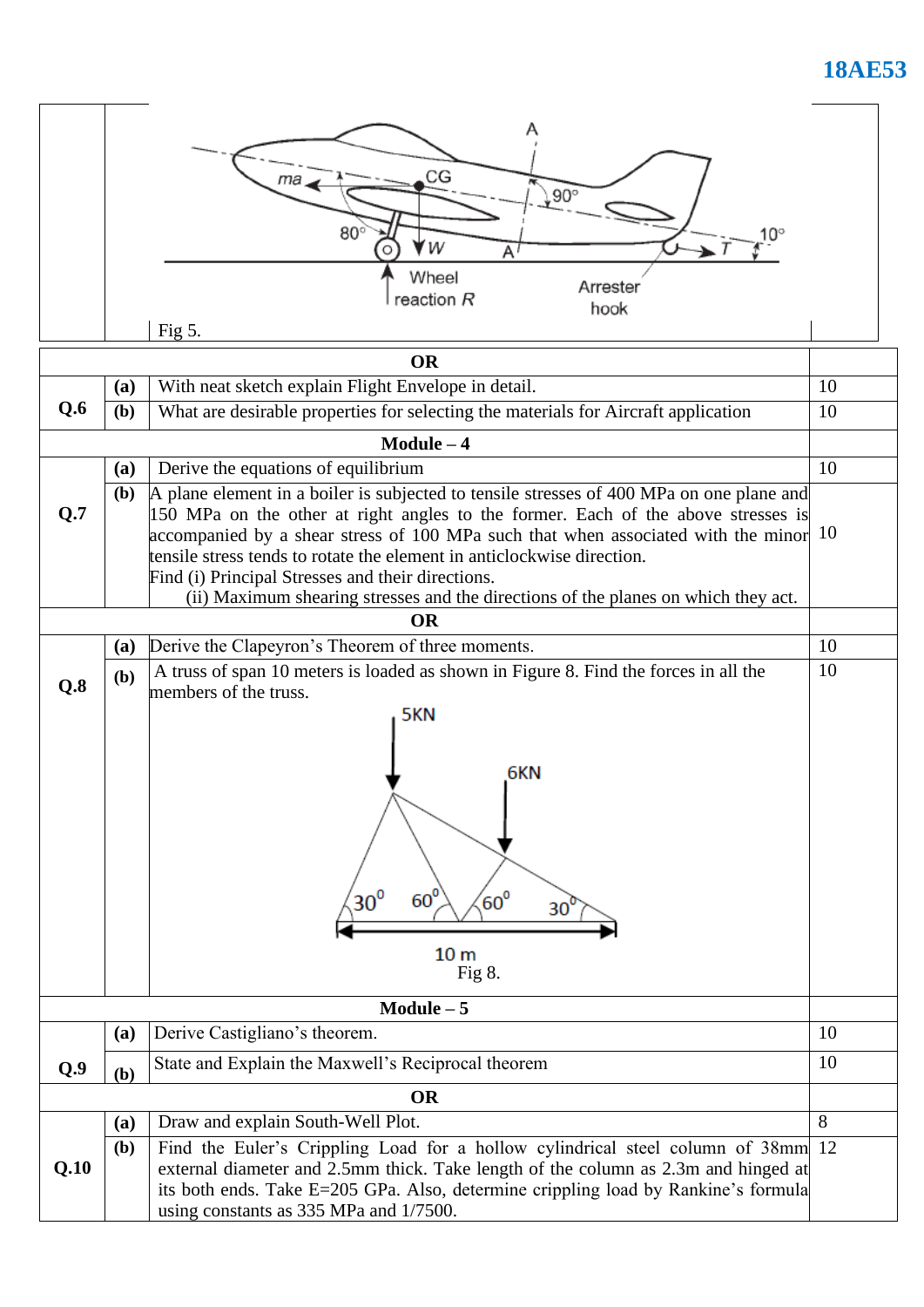Fig 5.

| | | | |
|---|---|---|---|
| **OR** | | | |
| **Q.6** | **(a)** | With neat sketch explain Flight Envelope in detail. | 10 |
| | **(b)** | What are desirable properties for selecting the materials for Aircraft application | 10 |
| **Module – 4** | | | |
| **Q.7** | **(a)** | Derive the equations of equilibrium | 10 |
| | **(b)** | A plane element in a boiler is subjected to tensile stresses of 400 MPa on one plane and 150 MPa on the other at right angles to the former. Each of the above stresses is accompanied by a shear stress of 100 MPa such that when associated with the minor tensile stress tends to rotate the element in anticlockwise direction. Find (i) Principal Stresses and their directions. (ii) Maximum shearing stresses and the directions of the planes on which they act. | 10 |
| **OR** | | | |
| **Q.8** | **(a)** | Derive the Clapeyron's Theorem of three moments. | 10 |
| | **(b)** | A truss of span 10 meters is loaded as shown in Figure 8. Find the forces in all the members of the truss. Fig 8. | 10 |
| **Module – 5** | | | |
| **Q.9** | **(a)** | Derive Castigliano's theorem. | 10 |
| | **(b)** | State and Explain the Maxwell's Reciprocal theorem | 10 |
| **OR** | | | |
| **Q.10** | **(a)** | Draw and explain South-Well Plot. | 8 |
| | **(b)** | Find the Euler's Crippling Load for a hollow cylindrical steel column of 38mm external diameter and 2.5mm thick. Take length of the column as 2.3m and hinged at its both ends. Take E=205 GPa. Also, determine crippling load by Rankine's formula using constants as 335 MPa and 1/7500. | 12 |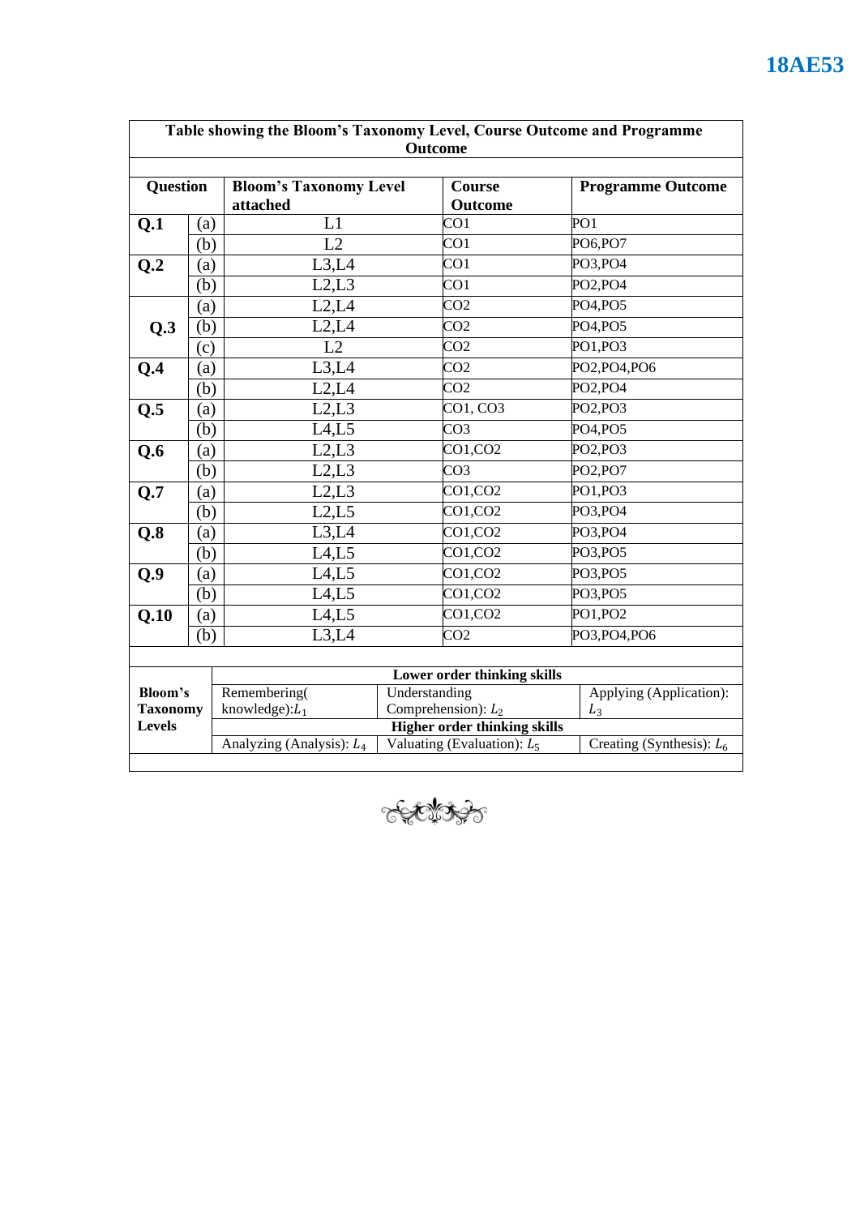## Table showing the Bloom's Taxonomy Level, Course Outcome and Programme Outcome

| Question | | Bloom's Taxonomy Level attached | Course Outcome | Programme Outcome |
|---|---|---|---|---|
| **Q.1** | (a) | L1 | CO1 | PO1 |
| | (b) | L2 | CO1 | PO6,PO7 |
| **Q.2** | (a) | L3,L4 | CO1 | PO3,PO4 |
| | (b) | L2,L3 | CO1 | PO2,PO4 |
| **Q.3** | (a) | L2,L4 | CO2 | PO4,PO5 |
| | (b) | L2,L4 | CO2 | PO4,PO5 |
| | (c) | L2 | CO2 | PO1,PO3 |
| **Q.4** | (a) | L3,L4 | CO2 | PO2,PO4,PO6 |
| | (b) | L2,L4 | CO2 | PO2,PO4 |
| **Q.5** | (a) | L2,L3 | CO1, CO3 | PO2,PO3 |
| | (b) | L4,L5 | CO3 | PO4,PO5 |
| **Q.6** | (a) | L2,L3 | CO1,CO2 | PO2,PO3 |
| | (b) | L2,L3 | CO3 | PO2,PO7 |
| **Q.7** | (a) | L2,L3 | CO1,CO2 | PO1,PO3 |
| | (b) | L2,L5 | CO1,CO2 | PO3,PO4 |
| **Q.8** | (a) | L3,L4 | CO1,CO2 | PO3,PO4 |
| | (b) | L4,L5 | CO1,CO2 | PO3,PO5 |
| **Q.9** | (a) | L4,L5 | CO1,CO2 | PO3,PO5 |
| | (b) | L4,L5 | CO1,CO2 | PO3,PO5 |
| **Q.10** | (a) | L4,L5 | CO1,CO2 | PO1,PO2 |
| | (b) | L3,L4 | CO2 | PO3,PO4,PO6 |

| | | | |
|---|---|---|---|
| **Bloom's Taxonomy Levels** | **Lower order thinking skills** | | |
| | Remembering( knowledge): $L_1$ | Understanding Comprehension): $L_2$ | Applying (Application): $L_3$ |
| | **Higher order thinking skills** | | |
| | Analyzing (Analysis): $L_4$ | Valuating (Evaluation): $L_5$ | Creating (Synthesis): $L_6$ |